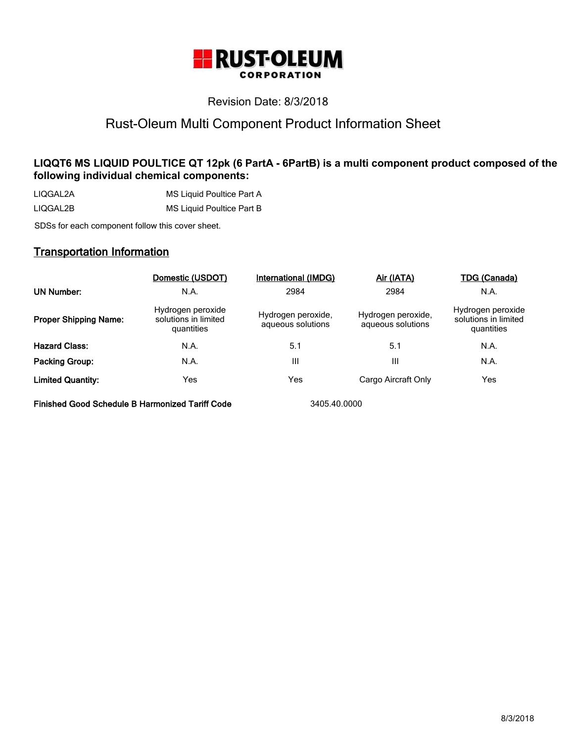# RUST-OLEUM CORPORATION

Revision Date: 8/3/2018

## Rust-Oleum Multi Component Product Information Sheet

**LIQQT6 MS LIQUID POULTICE QT 12pk (6 PartA - 6PartB) is a multi component product composed of the following individual chemical components:**

| | |
|---|---|
| LIQGAL2A | MS Liquid Poultice Part A |
| LIQGAL2B | MS Liquid Poultice Part B |

SDSs for each component follow this cover sheet.

## Transportation Information

| | Domestic (USDOT) | International (IMDG) | Air (IATA) | TDG (Canada) |
|---|---|---|---|---|
| **UN Number:** | N.A. | 2984 | 2984 | N.A. |
| **Proper Shipping Name:** | Hydrogen peroxide solutions in limited quantities | Hydrogen peroxide, aqueous solutions | Hydrogen peroxide, aqueous solutions | Hydrogen peroxide solutions in limited quantities |
| **Hazard Class:** | N.A. | 5.1 | 5.1 | N.A. |
| **Packing Group:** | N.A. | III | III | N.A. |
| **Limited Quantity:** | Yes | Yes | Cargo Aircraft Only | Yes |

**Finished Good Schedule B Harmonized Tariff Code** 3405.40.0000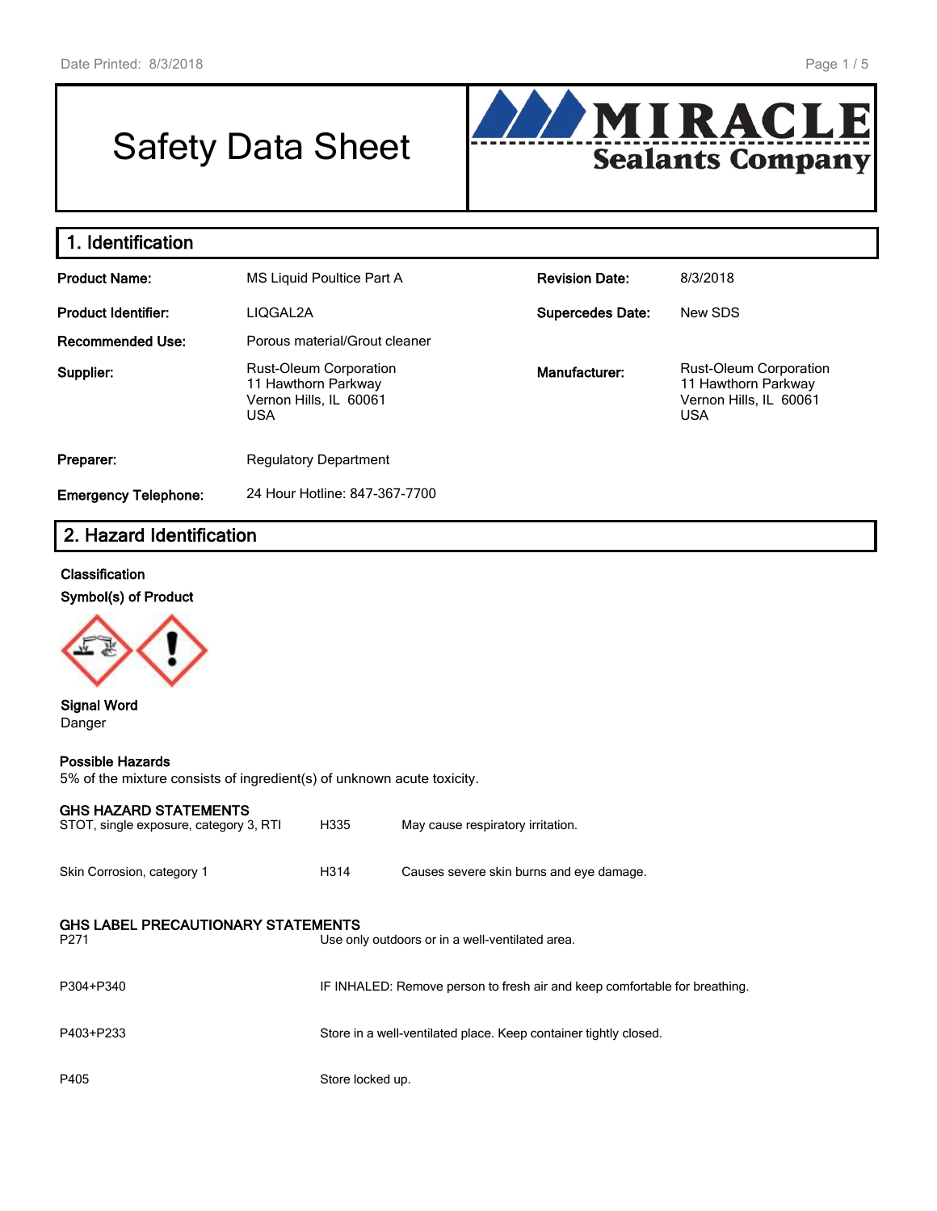# Safety Data Sheet

**MIRACLE Sealants Company**

## 1. Identification

| | | | |
|---|---|---|---|
| **Product Name:** | MS Liquid Poultice Part A | **Revision Date:** | 8/3/2018 |
| **Product Identifier:** | LIQGAL2A | **Supercedes Date:** | New SDS |
| **Recommended Use:** | Porous material/Grout cleaner | | |
| **Supplier:** | Rust-Oleum Corporation<br>11 Hawthorn Parkway<br>Vernon Hills, IL 60061<br>USA | **Manufacturer:** | Rust-Oleum Corporation<br>11 Hawthorn Parkway<br>Vernon Hills, IL 60061<br>USA |
| **Preparer:** | Regulatory Department | | |
| **Emergency Telephone:** | 24 Hour Hotline: 847-367-7700 | | |

## 2. Hazard Identification

**Classification**

**Symbol(s) of Product**

**Signal Word**
Danger

**Possible Hazards**
5% of the mixture consists of ingredient(s) of unknown acute toxicity.

**GHS HAZARD STATEMENTS**

| | | |
|---|---|---|
| STOT, single exposure, category 3, RTI | H335 | May cause respiratory irritation. |
| Skin Corrosion, category 1 | H314 | Causes severe skin burns and eye damage. |

**GHS LABEL PRECAUTIONARY STATEMENTS**

| | |
|---|---|
| P271 | Use only outdoors or in a well-ventilated area. |
| P304+P340 | IF INHALED: Remove person to fresh air and keep comfortable for breathing. |
| P403+P233 | Store in a well-ventilated place. Keep container tightly closed. |
| P405 | Store locked up. |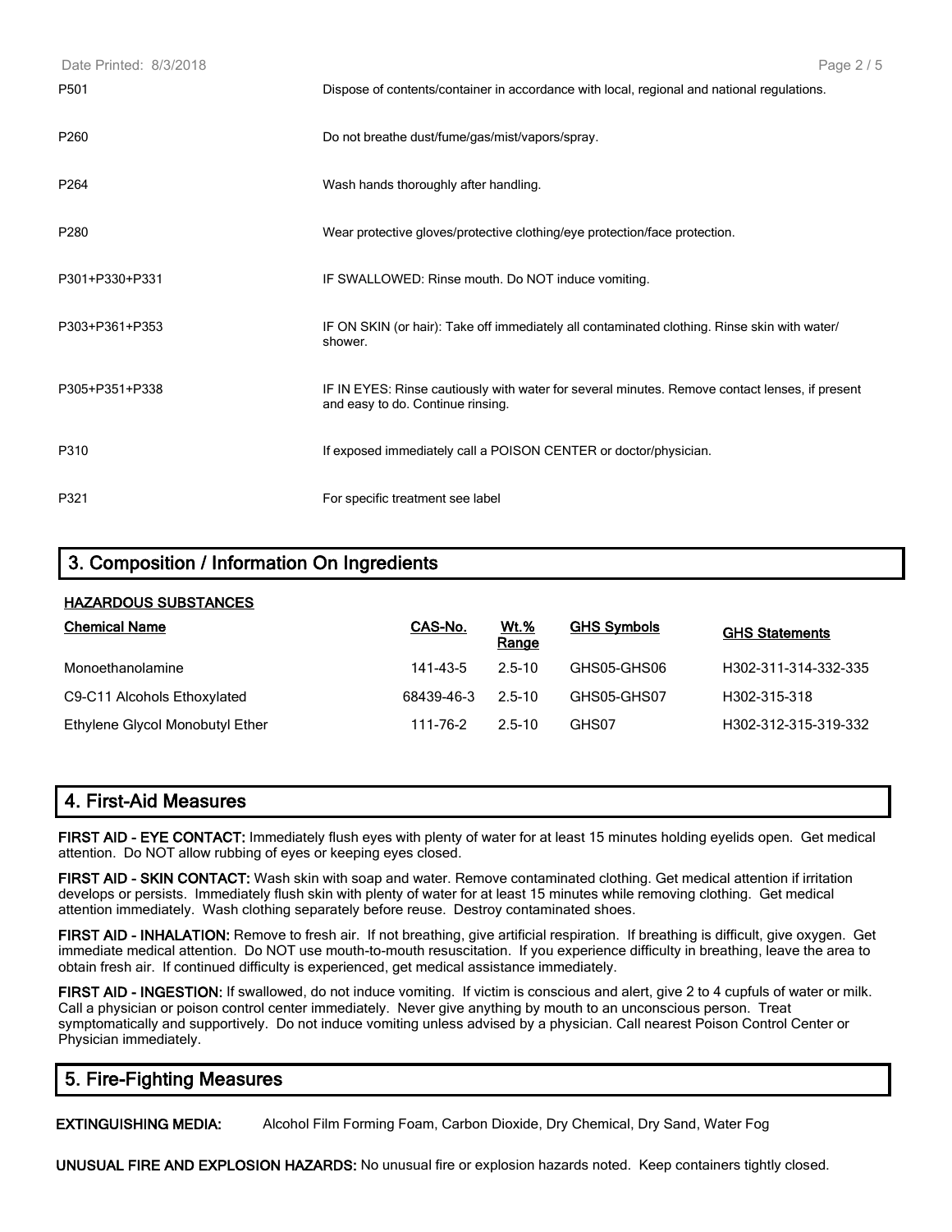| | |
|---|---|
| P501 | Dispose of contents/container in accordance with local, regional and national regulations. |
| P260 | Do not breathe dust/fume/gas/mist/vapors/spray. |
| P264 | Wash hands thoroughly after handling. |
| P280 | Wear protective gloves/protective clothing/eye protection/face protection. |
| P301+P330+P331 | IF SWALLOWED: Rinse mouth. Do NOT induce vomiting. |
| P303+P361+P353 | IF ON SKIN (or hair): Take off immediately all contaminated clothing. Rinse skin with water/ shower. |
| P305+P351+P338 | IF IN EYES: Rinse cautiously with water for several minutes. Remove contact lenses, if present and easy to do. Continue rinsing. |
| P310 | If exposed immediately call a POISON CENTER or doctor/physician. |
| P321 | For specific treatment see label |

## 3. Composition / Information On Ingredients

**HAZARDOUS SUBSTANCES**

| Chemical Name | CAS-No. | Wt.% Range | GHS Symbols | GHS Statements |
|---|---|---|---|---|
| Monoethanolamine | 141-43-5 | 2.5-10 | GHS05-GHS06 | H302-311-314-332-335 |
| C9-C11 Alcohols Ethoxylated | 68439-46-3 | 2.5-10 | GHS05-GHS07 | H302-315-318 |
| Ethylene Glycol Monobutyl Ether | 111-76-2 | 2.5-10 | GHS07 | H302-312-315-319-332 |

## 4. First-Aid Measures

**FIRST AID - EYE CONTACT:** Immediately flush eyes with plenty of water for at least 15 minutes holding eyelids open. Get medical attention. Do NOT allow rubbing of eyes or keeping eyes closed.

**FIRST AID - SKIN CONTACT:** Wash skin with soap and water. Remove contaminated clothing. Get medical attention if irritation develops or persists. Immediately flush skin with plenty of water for at least 15 minutes while removing clothing. Get medical attention immediately. Wash clothing separately before reuse. Destroy contaminated shoes.

**FIRST AID - INHALATION:** Remove to fresh air. If not breathing, give artificial respiration. If breathing is difficult, give oxygen. Get immediate medical attention. Do NOT use mouth-to-mouth resuscitation. If you experience difficulty in breathing, leave the area to obtain fresh air. If continued difficulty is experienced, get medical assistance immediately.

**FIRST AID - INGESTION:** If swallowed, do not induce vomiting. If victim is conscious and alert, give 2 to 4 cupfuls of water or milk. Call a physician or poison control center immediately. Never give anything by mouth to an unconscious person. Treat symptomatically and supportively. Do not induce vomiting unless advised by a physician. Call nearest Poison Control Center or Physician immediately.

## 5. Fire-Fighting Measures

**EXTINGUISHING MEDIA:** Alcohol Film Forming Foam, Carbon Dioxide, Dry Chemical, Dry Sand, Water Fog

**UNUSUAL FIRE AND EXPLOSION HAZARDS:** No unusual fire or explosion hazards noted. Keep containers tightly closed.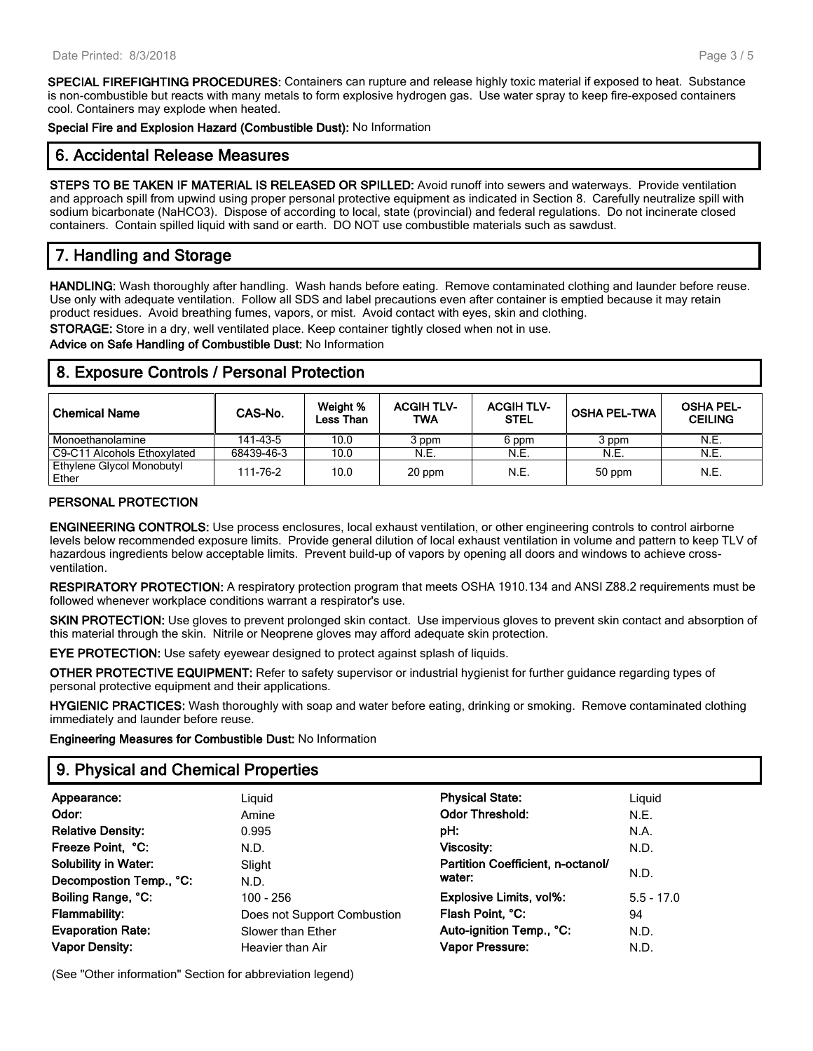**SPECIAL FIREFIGHTING PROCEDURES:** Containers can rupture and release highly toxic material if exposed to heat. Substance is non-combustible but reacts with many metals to form explosive hydrogen gas. Use water spray to keep fire-exposed containers cool. Containers may explode when heated.

**Special Fire and Explosion Hazard (Combustible Dust):** No Information

## 6. Accidental Release Measures

**STEPS TO BE TAKEN IF MATERIAL IS RELEASED OR SPILLED:** Avoid runoff into sewers and waterways. Provide ventilation and approach spill from upwind using proper personal protective equipment as indicated in Section 8. Carefully neutralize spill with sodium bicarbonate ($NaHCO_3$). Dispose of according to local, state (provincial) and federal regulations. Do not incinerate closed containers. Contain spilled liquid with sand or earth. DO NOT use combustible materials such as sawdust.

## 7. Handling and Storage

**HANDLING:** Wash thoroughly after handling. Wash hands before eating. Remove contaminated clothing and launder before reuse. Use only with adequate ventilation. Follow all SDS and label precautions even after container is emptied because it may retain product residues. Avoid breathing fumes, vapors, or mist. Avoid contact with eyes, skin and clothing.

**STORAGE:** Store in a dry, well ventilated place. Keep container tightly closed when not in use.

**Advice on Safe Handling of Combustible Dust:** No Information

## 8. Exposure Controls / Personal Protection

| Chemical Name | CAS-No. | Weight % Less Than | ACGIH TLV-TWA | ACGIH TLV-STEL | OSHA PEL-TWA | OSHA PEL-CEILING |
|---|---|---|---|---|---|---|
| Monoethanolamine | 141-43-5 | 10.0 | 3 ppm | 6 ppm | 3 ppm | N.E. |
| C9-C11 Alcohols Ethoxylated | 68439-46-3 | 10.0 | N.E. | N.E. | N.E. | N.E. |
| Ethylene Glycol Monobutyl Ether | 111-76-2 | 10.0 | 20 ppm | N.E. | 50 ppm | N.E. |

### PERSONAL PROTECTION

**ENGINEERING CONTROLS:** Use process enclosures, local exhaust ventilation, or other engineering controls to control airborne levels below recommended exposure limits. Provide general dilution of local exhaust ventilation in volume and pattern to keep TLV of hazardous ingredients below acceptable limits. Prevent build-up of vapors by opening all doors and windows to achieve cross-ventilation.

**RESPIRATORY PROTECTION:** A respiratory protection program that meets OSHA 1910.134 and ANSI Z88.2 requirements must be followed whenever workplace conditions warrant a respirator's use.

**SKIN PROTECTION:** Use gloves to prevent prolonged skin contact. Use impervious gloves to prevent skin contact and absorption of this material through the skin. Nitrile or Neoprene gloves may afford adequate skin protection.

**EYE PROTECTION:** Use safety eyewear designed to protect against splash of liquids.

**OTHER PROTECTIVE EQUIPMENT:** Refer to safety supervisor or industrial hygienist for further guidance regarding types of personal protective equipment and their applications.

**HYGIENIC PRACTICES:** Wash thoroughly with soap and water before eating, drinking or smoking. Remove contaminated clothing immediately and launder before reuse.

**Engineering Measures for Combustible Dust:** No Information

## 9. Physical and Chemical Properties

| | | | |
|---|---|---|---|
| **Appearance:** | Liquid | **Physical State:** | Liquid |
| **Odor:** | Amine | **Odor Threshold:** | N.E. |
| **Relative Density:** | 0.995 | **pH:** | N.A. |
| **Freeze Point, °C:** | N.D. | **Viscosity:** | N.D. |
| **Solubility in Water:** | Slight | **Partition Coefficient, n-octanol/ water:** | N.D. |
| **Decompostion Temp., °C:** | N.D. | | |
| **Boiling Range, °C:** | 100 - 256 | **Explosive Limits, vol%:** | 5.5 - 17.0 |
| **Flammability:** | Does not Support Combustion | **Flash Point, °C:** | 94 |
| **Evaporation Rate:** | Slower than Ether | **Auto-ignition Temp., °C:** | N.D. |
| **Vapor Density:** | Heavier than Air | **Vapor Pressure:** | N.D. |

(See "Other information" Section for abbreviation legend)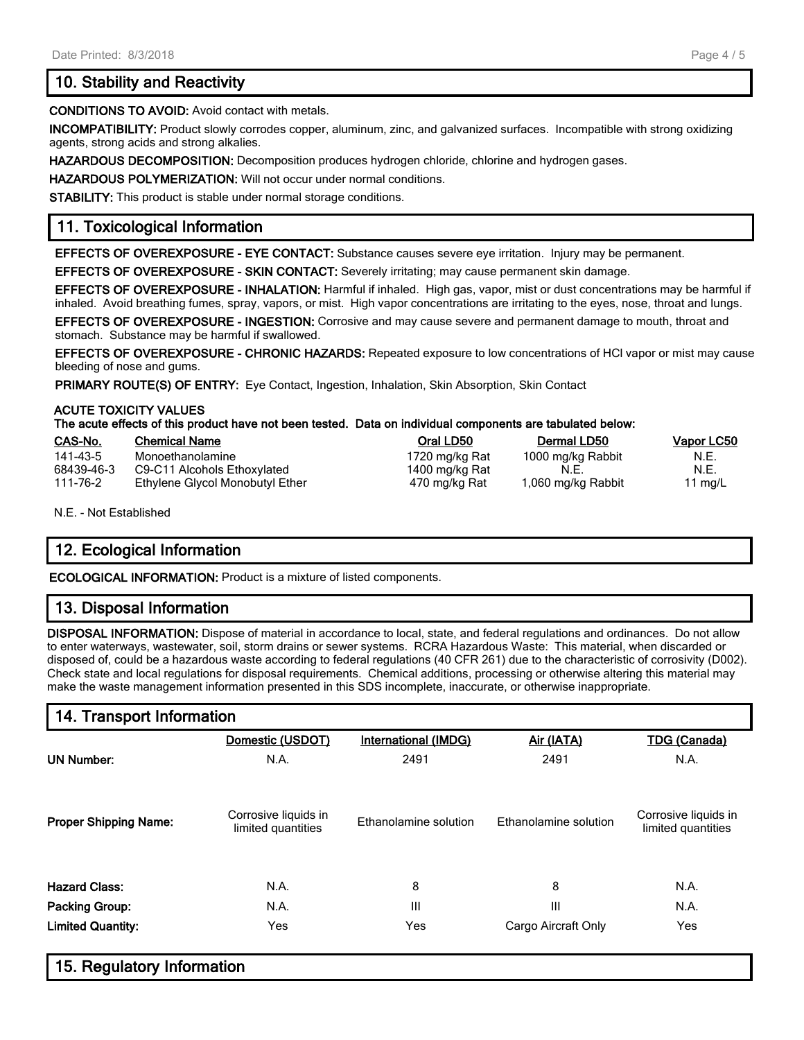## 10. Stability and Reactivity

**CONDITIONS TO AVOID:** Avoid contact with metals.

**INCOMPATIBILITY:** Product slowly corrodes copper, aluminum, zinc, and galvanized surfaces. Incompatible with strong oxidizing agents, strong acids and strong alkalies.

**HAZARDOUS DECOMPOSITION:** Decomposition produces hydrogen chloride, chlorine and hydrogen gases.

**HAZARDOUS POLYMERIZATION:** Will not occur under normal conditions.

**STABILITY:** This product is stable under normal storage conditions.

## 11. Toxicological Information

**EFFECTS OF OVEREXPOSURE - EYE CONTACT:** Substance causes severe eye irritation. Injury may be permanent.

**EFFECTS OF OVEREXPOSURE - SKIN CONTACT:** Severely irritating; may cause permanent skin damage.

**EFFECTS OF OVEREXPOSURE - INHALATION:** Harmful if inhaled. High gas, vapor, mist or dust concentrations may be harmful if inhaled. Avoid breathing fumes, spray, vapors, or mist. High vapor concentrations are irritating to the eyes, nose, throat and lungs.

**EFFECTS OF OVEREXPOSURE - INGESTION:** Corrosive and may cause severe and permanent damage to mouth, throat and stomach. Substance may be harmful if swallowed.

**EFFECTS OF OVEREXPOSURE - CHRONIC HAZARDS:** Repeated exposure to low concentrations of HCl vapor or mist may cause bleeding of nose and gums.

**PRIMARY ROUTE(S) OF ENTRY:** Eye Contact, Ingestion, Inhalation, Skin Absorption, Skin Contact

**ACUTE TOXICITY VALUES**
**The acute effects of this product have not been tested. Data on individual components are tabulated below:**

| CAS-No. | Chemical Name | Oral LD50 | Dermal LD50 | Vapor LC50 |
|---|---|---|---|---|
| 141-43-5 | Monoethanolamine | 1720 mg/kg Rat | 1000 mg/kg Rabbit | N.E. |
| 68439-46-3 | C9-C11 Alcohols Ethoxylated | 1400 mg/kg Rat | N.E. | N.E. |
| 111-76-2 | Ethylene Glycol Monobutyl Ether | 470 mg/kg Rat | 1,060 mg/kg Rabbit | 11 mg/L |

N.E. - Not Established

## 12. Ecological Information

**ECOLOGICAL INFORMATION:** Product is a mixture of listed components.

## 13. Disposal Information

**DISPOSAL INFORMATION:** Dispose of material in accordance to local, state, and federal regulations and ordinances. Do not allow to enter waterways, wastewater, soil, storm drains or sewer systems. RCRA Hazardous Waste: This material, when discarded or disposed of, could be a hazardous waste according to federal regulations (40 CFR 261) due to the characteristic of corrosivity (D002). Check state and local regulations for disposal requirements. Chemical additions, processing or otherwise altering this material may make the waste management information presented in this SDS incomplete, inaccurate, or otherwise inappropriate.

## 14. Transport Information

| | Domestic (USDOT) | International (IMDG) | Air (IATA) | TDG (Canada) |
|---|---|---|---|---|
| **UN Number:** | N.A. | 2491 | 2491 | N.A. |
| **Proper Shipping Name:** | Corrosive liquids in limited quantities | Ethanolamine solution | Ethanolamine solution | Corrosive liquids in limited quantities |
| **Hazard Class:** | N.A. | 8 | 8 | N.A. |
| **Packing Group:** | N.A. | III | III | N.A. |
| **Limited Quantity:** | Yes | Yes | Cargo Aircraft Only | Yes |

## 15. Regulatory Information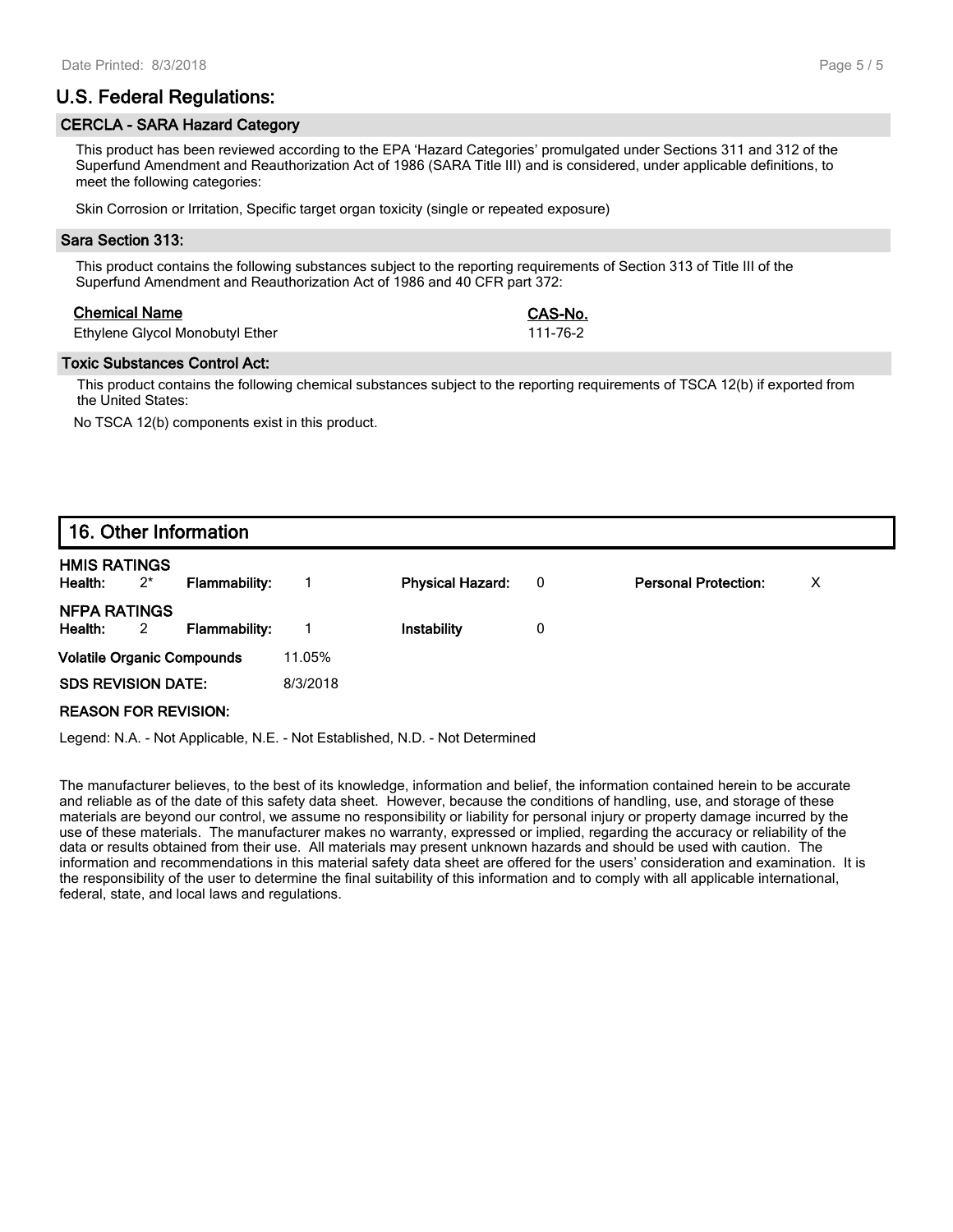## U.S. Federal Regulations:

### CERCLA - SARA Hazard Category

This product has been reviewed according to the EPA 'Hazard Categories' promulgated under Sections 311 and 312 of the Superfund Amendment and Reauthorization Act of 1986 (SARA Title III) and is considered, under applicable definitions, to meet the following categories:

Skin Corrosion or Irritation, Specific target organ toxicity (single or repeated exposure)

### Sara Section 313:

This product contains the following substances subject to the reporting requirements of Section 313 of Title III of the Superfund Amendment and Reauthorization Act of 1986 and 40 CFR part 372:

| Chemical Name | CAS-No. |
| --- | --- |
| Ethylene Glycol Monobutyl Ether | 111-76-2 |

### Toxic Substances Control Act:

This product contains the following chemical substances subject to the reporting requirements of TSCA 12(b) if exported from the United States:

No TSCA 12(b) components exist in this product.

## 16. Other Information

**HMIS RATINGS**

| Health: | 2* | Flammability: | 1 | Physical Hazard: | 0 | Personal Protection: | X |
| --- | --- | --- | --- | --- | --- | --- | --- |

**NFPA RATINGS**

| Health: | 2 | Flammability: | 1 | Instability | 0 |
| --- | --- | --- | --- | --- | --- |

**Volatile Organic Compounds** 11.05%

**SDS REVISION DATE:** 8/3/2018

**REASON FOR REVISION:**

Legend: N.A. - Not Applicable, N.E. - Not Established, N.D. - Not Determined

The manufacturer believes, to the best of its knowledge, information and belief, the information contained herein to be accurate and reliable as of the date of this safety data sheet. However, because the conditions of handling, use, and storage of these materials are beyond our control, we assume no responsibility or liability for personal injury or property damage incurred by the use of these materials. The manufacturer makes no warranty, expressed or implied, regarding the accuracy or reliability of the data or results obtained from their use. All materials may present unknown hazards and should be used with caution. The information and recommendations in this material safety data sheet are offered for the users' consideration and examination. It is the responsibility of the user to determine the final suitability of this information and to comply with all applicable international, federal, state, and local laws and regulations.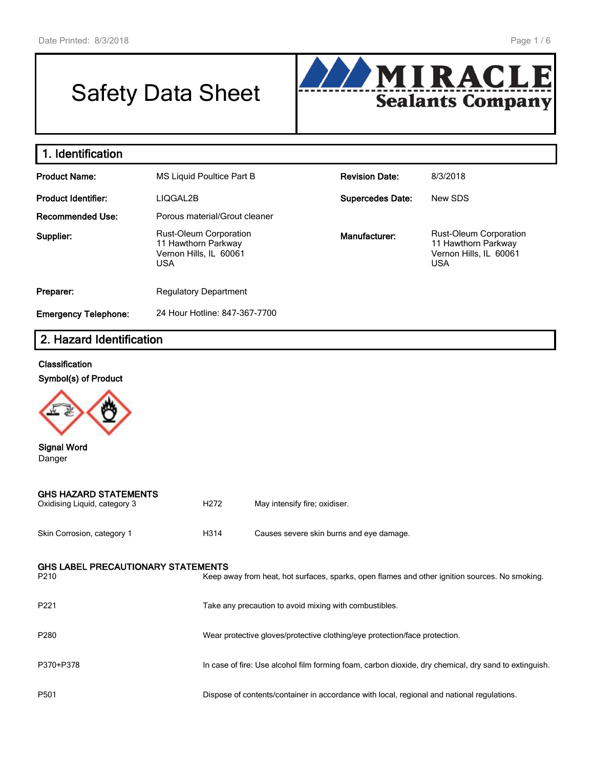# Safety Data Sheet

**MIRACLE Sealants Company**

## 1. Identification

| | | | |
|---|---|---|---|
| **Product Name:** | MS Liquid Poultice Part B | **Revision Date:** | 8/3/2018 |
| **Product Identifier:** | LIQGAL2B | **Supercedes Date:** | New SDS |
| **Recommended Use:** | Porous material/Grout cleaner | | |
| **Supplier:** | Rust-Oleum Corporation<br>11 Hawthorn Parkway<br>Vernon Hills, IL 60061<br>USA | **Manufacturer:** | Rust-Oleum Corporation<br>11 Hawthorn Parkway<br>Vernon Hills, IL 60061<br>USA |
| **Preparer:** | Regulatory Department | | |
| **Emergency Telephone:** | 24 Hour Hotline: 847-367-7700 | | |

## 2. Hazard Identification

**Classification**

**Symbol(s) of Product**

**Signal Word**
Danger

**GHS HAZARD STATEMENTS**

| | | |
|---|---|---|
| Oxidising Liquid, category 3 | H272 | May intensify fire; oxidiser. |
| Skin Corrosion, category 1 | H314 | Causes severe skin burns and eye damage. |

**GHS LABEL PRECAUTIONARY STATEMENTS**

| | |
|---|---|
| P210 | Keep away from heat, hot surfaces, sparks, open flames and other ignition sources. No smoking. |
| P221 | Take any precaution to avoid mixing with combustibles. |
| P280 | Wear protective gloves/protective clothing/eye protection/face protection. |
| P370+P378 | In case of fire: Use alcohol film forming foam, carbon dioxide, dry chemical, dry sand to extinguish. |
| P501 | Dispose of contents/container in accordance with local, regional and national regulations. |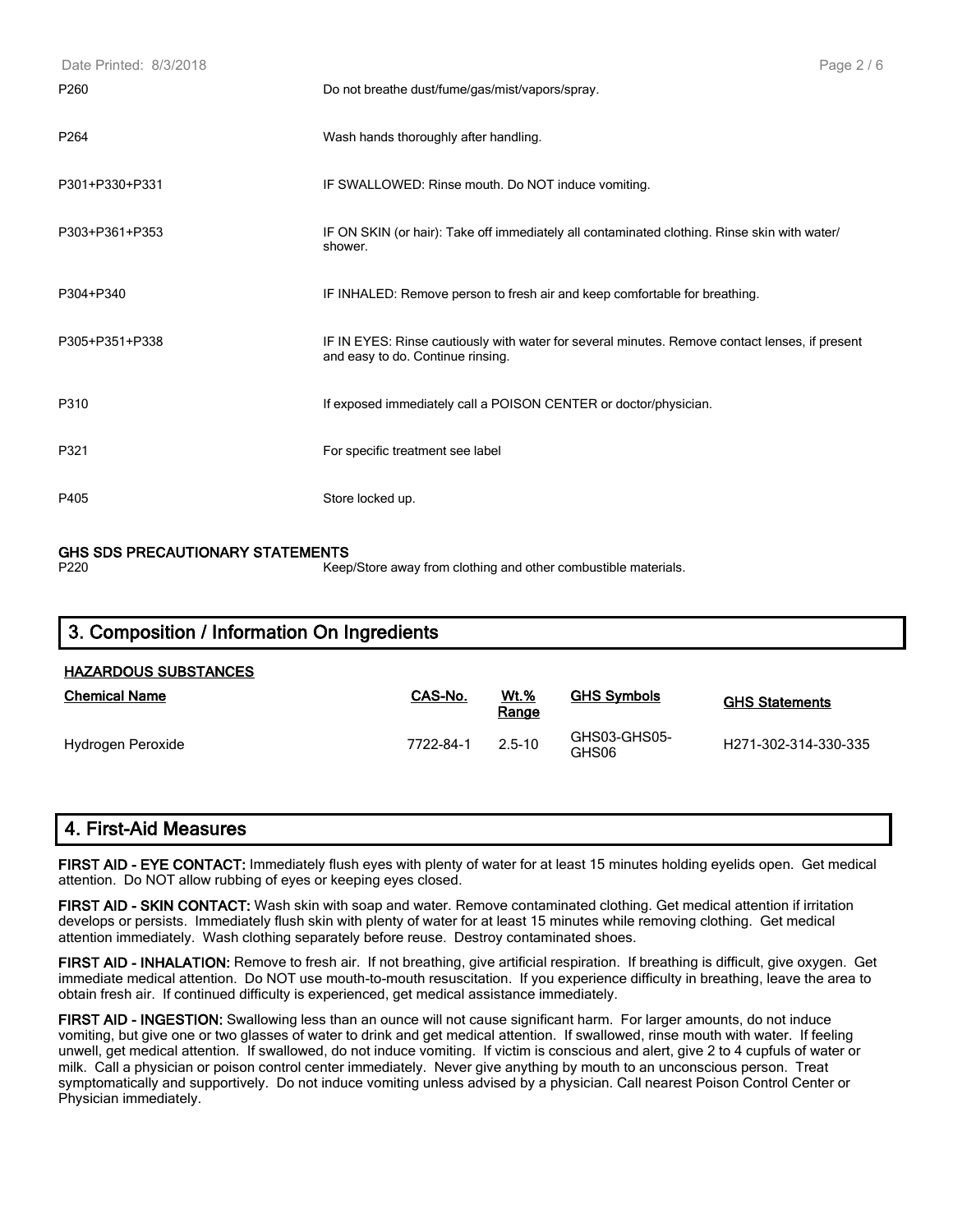| | |
|---|---|
| P260 | Do not breathe dust/fume/gas/mist/vapors/spray. |
| P264 | Wash hands thoroughly after handling. |
| P301+P330+P331 | IF SWALLOWED: Rinse mouth. Do NOT induce vomiting. |
| P303+P361+P353 | IF ON SKIN (or hair): Take off immediately all contaminated clothing. Rinse skin with water/ shower. |
| P304+P340 | IF INHALED: Remove person to fresh air and keep comfortable for breathing. |
| P305+P351+P338 | IF IN EYES: Rinse cautiously with water for several minutes. Remove contact lenses, if present and easy to do. Continue rinsing. |
| P310 | If exposed immediately call a POISON CENTER or doctor/physician. |
| P321 | For specific treatment see label |
| P405 | Store locked up. |

**GHS SDS PRECAUTIONARY STATEMENTS**

| | |
|---|---|
| P220 | Keep/Store away from clothing and other combustible materials. |

## 3. Composition / Information On Ingredients

**HAZARDOUS SUBSTANCES**

| Chemical Name | CAS-No. | Wt.% Range | GHS Symbols | GHS Statements |
|---|---|---|---|---|
| Hydrogen Peroxide | 7722-84-1 | 2.5-10 | GHS03-GHS05-GHS06 | H271-302-314-330-335 |

## 4. First-Aid Measures

**FIRST AID - EYE CONTACT:** Immediately flush eyes with plenty of water for at least 15 minutes holding eyelids open. Get medical attention. Do NOT allow rubbing of eyes or keeping eyes closed.

**FIRST AID - SKIN CONTACT:** Wash skin with soap and water. Remove contaminated clothing. Get medical attention if irritation develops or persists. Immediately flush skin with plenty of water for at least 15 minutes while removing clothing. Get medical attention immediately. Wash clothing separately before reuse. Destroy contaminated shoes.

**FIRST AID - INHALATION:** Remove to fresh air. If not breathing, give artificial respiration. If breathing is difficult, give oxygen. Get immediate medical attention. Do NOT use mouth-to-mouth resuscitation. If you experience difficulty in breathing, leave the area to obtain fresh air. If continued difficulty is experienced, get medical assistance immediately.

**FIRST AID - INGESTION:** Swallowing less than an ounce will not cause significant harm. For larger amounts, do not induce vomiting, but give one or two glasses of water to drink and get medical attention. If swallowed, rinse mouth with water. If feeling unwell, get medical attention. If swallowed, do not induce vomiting. If victim is conscious and alert, give 2 to 4 cupfuls of water or milk. Call a physician or poison control center immediately. Never give anything by mouth to an unconscious person. Treat symptomatically and supportively. Do not induce vomiting unless advised by a physician. Call nearest Poison Control Center or Physician immediately.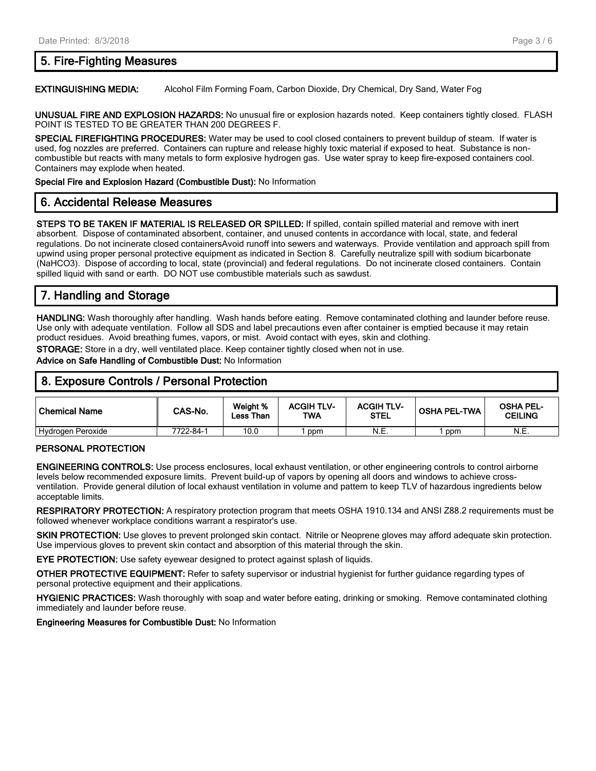## 5. Fire-Fighting Measures

**EXTINGUISHING MEDIA:** Alcohol Film Forming Foam, Carbon Dioxide, Dry Chemical, Dry Sand, Water Fog

**UNUSUAL FIRE AND EXPLOSION HAZARDS:** No unusual fire or explosion hazards noted. Keep containers tightly closed. FLASH POINT IS TESTED TO BE GREATER THAN 200 DEGREES F.

**SPECIAL FIREFIGHTING PROCEDURES:** Water may be used to cool closed containers to prevent buildup of steam. If water is used, fog nozzles are preferred. Containers can rupture and release highly toxic material if exposed to heat. Substance is non-combustible but reacts with many metals to form explosive hydrogen gas. Use water spray to keep fire-exposed containers cool. Containers may explode when heated.

**Special Fire and Explosion Hazard (Combustible Dust):** No Information

## 6. Accidental Release Measures

**STEPS TO BE TAKEN IF MATERIAL IS RELEASED OR SPILLED:** If spilled, contain spilled material and remove with inert absorbent. Dispose of contaminated absorbent, container, and unused contents in accordance with local, state, and federal regulations. Do not incinerate closed containersAvoid runoff into sewers and waterways. Provide ventilation and approach spill from upwind using proper personal protective equipment as indicated in Section 8. Carefully neutralize spill with sodium bicarbonate ($NaHCO_3$). Dispose of according to local, state (provincial) and federal regulations. Do not incinerate closed containers. Contain spilled liquid with sand or earth. DO NOT use combustible materials such as sawdust.

## 7. Handling and Storage

**HANDLING:** Wash thoroughly after handling. Wash hands before eating. Remove contaminated clothing and launder before reuse. Use only with adequate ventilation. Follow all SDS and label precautions even after container is emptied because it may retain product residues. Avoid breathing fumes, vapors, or mist. Avoid contact with eyes, skin and clothing.

**STORAGE:** Store in a dry, well ventilated place. Keep container tightly closed when not in use.

**Advice on Safe Handling of Combustible Dust:** No Information

## 8. Exposure Controls / Personal Protection

| Chemical Name | CAS-No. | Weight % Less Than | ACGIH TLV-TWA | ACGIH TLV-STEL | OSHA PEL-TWA | OSHA PEL-CEILING |
|---|---|---|---|---|---|---|
| Hydrogen Peroxide | 7722-84-1 | 10.0 | 1 ppm | N.E. | 1 ppm | N.E. |

**PERSONAL PROTECTION**

**ENGINEERING CONTROLS:** Use process enclosures, local exhaust ventilation, or other engineering controls to control airborne levels below recommended exposure limits. Prevent build-up of vapors by opening all doors and windows to achieve cross-ventilation. Provide general dilution of local exhaust ventilation in volume and pattern to keep TLV of hazardous ingredients below acceptable limits.

**RESPIRATORY PROTECTION:** A respiratory protection program that meets OSHA 1910.134 and ANSI Z88.2 requirements must be followed whenever workplace conditions warrant a respirator's use.

**SKIN PROTECTION:** Use gloves to prevent prolonged skin contact. Nitrile or Neoprene gloves may afford adequate skin protection. Use impervious gloves to prevent skin contact and absorption of this material through the skin.

**EYE PROTECTION:** Use safety eyewear designed to protect against splash of liquids.

**OTHER PROTECTIVE EQUIPMENT:** Refer to safety supervisor or industrial hygienist for further guidance regarding types of personal protective equipment and their applications.

**HYGIENIC PRACTICES:** Wash thoroughly with soap and water before eating, drinking or smoking. Remove contaminated clothing immediately and launder before reuse.

**Engineering Measures for Combustible Dust:** No Information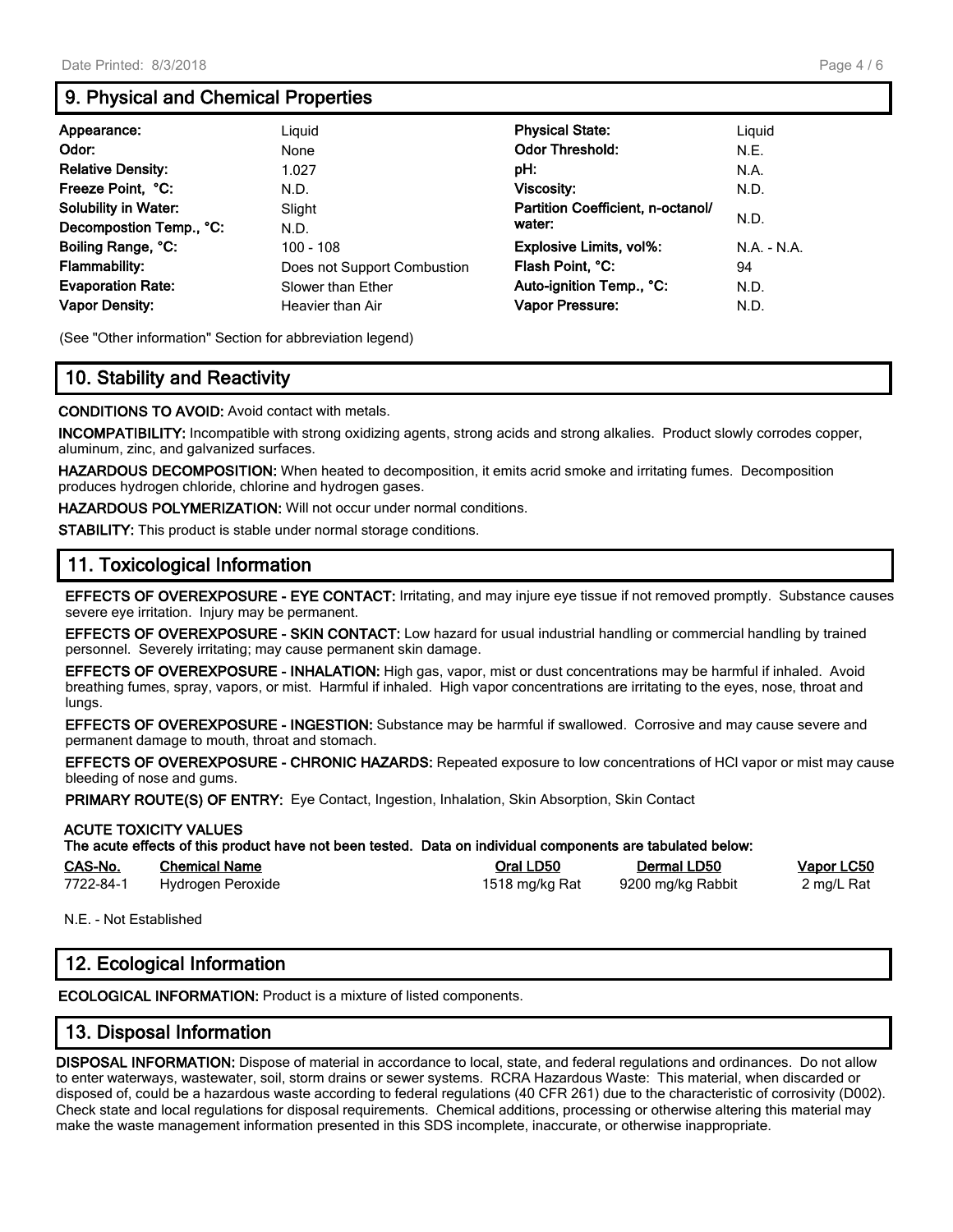## 9. Physical and Chemical Properties

| | | | |
|---|---|---|---|
| **Appearance:** | Liquid | **Physical State:** | Liquid |
| **Odor:** | None | **Odor Threshold:** | N.E. |
| **Relative Density:** | 1.027 | **pH:** | N.A. |
| **Freeze Point, °C:** | N.D. | **Viscosity:** | N.D. |
| **Solubility in Water:** | Slight | **Partition Coefficient, n-octanol/ water:** | N.D. |
| **Decompostion Temp., °C:** | N.D. | | |
| **Boiling Range, °C:** | 100 - 108 | **Explosive Limits, vol%:** | N.A. - N.A. |
| **Flammability:** | Does not Support Combustion | **Flash Point, °C:** | 94 |
| **Evaporation Rate:** | Slower than Ether | **Auto-ignition Temp., °C:** | N.D. |
| **Vapor Density:** | Heavier than Air | **Vapor Pressure:** | N.D. |

(See "Other information" Section for abbreviation legend)

## 10. Stability and Reactivity

**CONDITIONS TO AVOID:** Avoid contact with metals.

**INCOMPATIBILITY:** Incompatible with strong oxidizing agents, strong acids and strong alkalies. Product slowly corrodes copper, aluminum, zinc, and galvanized surfaces.

**HAZARDOUS DECOMPOSITION:** When heated to decomposition, it emits acrid smoke and irritating fumes. Decomposition produces hydrogen chloride, chlorine and hydrogen gases.

**HAZARDOUS POLYMERIZATION:** Will not occur under normal conditions.

**STABILITY:** This product is stable under normal storage conditions.

## 11. Toxicological Information

**EFFECTS OF OVEREXPOSURE - EYE CONTACT:** Irritating, and may injure eye tissue if not removed promptly. Substance causes severe eye irritation. Injury may be permanent.

**EFFECTS OF OVEREXPOSURE - SKIN CONTACT:** Low hazard for usual industrial handling or commercial handling by trained personnel. Severely irritating; may cause permanent skin damage.

**EFFECTS OF OVEREXPOSURE - INHALATION:** High gas, vapor, mist or dust concentrations may be harmful if inhaled. Avoid breathing fumes, spray, vapors, or mist. Harmful if inhaled. High vapor concentrations are irritating to the eyes, nose, throat and lungs.

**EFFECTS OF OVEREXPOSURE - INGESTION:** Substance may be harmful if swallowed. Corrosive and may cause severe and permanent damage to mouth, throat and stomach.

**EFFECTS OF OVEREXPOSURE - CHRONIC HAZARDS:** Repeated exposure to low concentrations of HCl vapor or mist may cause bleeding of nose and gums.

**PRIMARY ROUTE(S) OF ENTRY:** Eye Contact, Ingestion, Inhalation, Skin Absorption, Skin Contact

**ACUTE TOXICITY VALUES**
**The acute effects of this product have not been tested. Data on individual components are tabulated below:**

| CAS-No. | Chemical Name | Oral LD50 | Dermal LD50 | Vapor LC50 |
|---|---|---|---|---|
| 7722-84-1 | Hydrogen Peroxide | 1518 mg/kg Rat | 9200 mg/kg Rabbit | 2 mg/L Rat |

N.E. - Not Established

## 12. Ecological Information

**ECOLOGICAL INFORMATION:** Product is a mixture of listed components.

## 13. Disposal Information

**DISPOSAL INFORMATION:** Dispose of material in accordance to local, state, and federal regulations and ordinances. Do not allow to enter waterways, wastewater, soil, storm drains or sewer systems. RCRA Hazardous Waste: This material, when discarded or disposed of, could be a hazardous waste according to federal regulations (40 CFR 261) due to the characteristic of corrosivity (D002). Check state and local regulations for disposal requirements. Chemical additions, processing or otherwise altering this material may make the waste management information presented in this SDS incomplete, inaccurate, or otherwise inappropriate.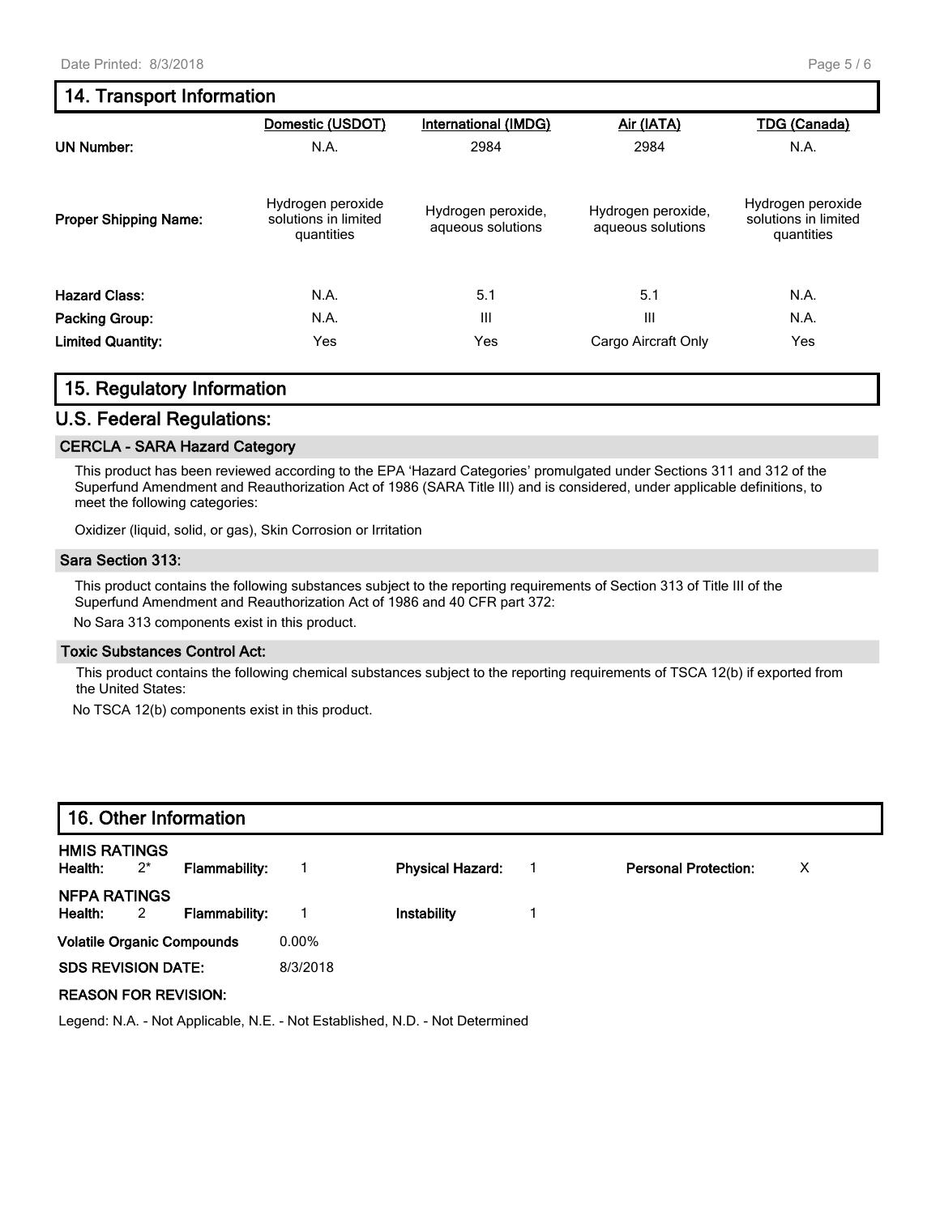## 14. Transport Information

| | Domestic (USDOT) | International (IMDG) | Air (IATA) | TDG (Canada) |
|---|---|---|---|---|
| **UN Number:** | N.A. | 2984 | 2984 | N.A. |
| **Proper Shipping Name:** | Hydrogen peroxide solutions in limited quantities | Hydrogen peroxide, aqueous solutions | Hydrogen peroxide, aqueous solutions | Hydrogen peroxide solutions in limited quantities |
| **Hazard Class:** | N.A. | 5.1 | 5.1 | N.A. |
| **Packing Group:** | N.A. | III | III | N.A. |
| **Limited Quantity:** | Yes | Yes | Cargo Aircraft Only | Yes |

## 15. Regulatory Information

## U.S. Federal Regulations:

### CERCLA - SARA Hazard Category

This product has been reviewed according to the EPA 'Hazard Categories' promulgated under Sections 311 and 312 of the Superfund Amendment and Reauthorization Act of 1986 (SARA Title III) and is considered, under applicable definitions, to meet the following categories:

Oxidizer (liquid, solid, or gas), Skin Corrosion or Irritation

### Sara Section 313:

This product contains the following substances subject to the reporting requirements of Section 313 of Title III of the Superfund Amendment and Reauthorization Act of 1986 and 40 CFR part 372:

No Sara 313 components exist in this product.

### Toxic Substances Control Act:

This product contains the following chemical substances subject to the reporting requirements of TSCA 12(b) if exported from the United States:

No TSCA 12(b) components exist in this product.

## 16. Other Information

**HMIS RATINGS**

| | | | | | | | |
|---|---|---|---|---|---|---|---|
| **Health:** | 2* | **Flammability:** | 1 | **Physical Hazard:** | 1 | **Personal Protection:** | X |

**NFPA RATINGS**

| | | | | | |
|---|---|---|---|---|---|
| **Health:** | 2 | **Flammability:** | 1 | **Instability** | 1 |

**Volatile Organic Compounds** 0.00%

**SDS REVISION DATE:** 8/3/2018

**REASON FOR REVISION:**

Legend: N.A. - Not Applicable, N.E. - Not Established, N.D. - Not Determined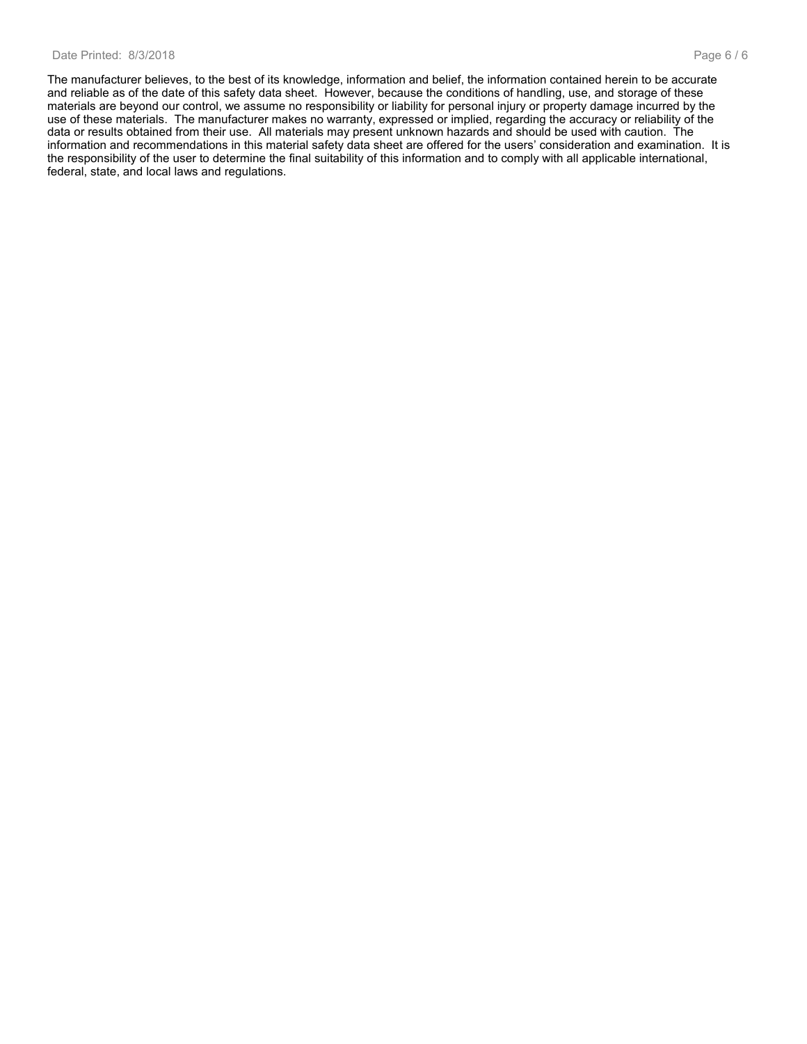The manufacturer believes, to the best of its knowledge, information and belief, the information contained herein to be accurate and reliable as of the date of this safety data sheet. However, because the conditions of handling, use, and storage of these materials are beyond our control, we assume no responsibility or liability for personal injury or property damage incurred by the use of these materials. The manufacturer makes no warranty, expressed or implied, regarding the accuracy or reliability of the data or results obtained from their use. All materials may present unknown hazards and should be used with caution. The information and recommendations in this material safety data sheet are offered for the users' consideration and examination. It is the responsibility of the user to determine the final suitability of this information and to comply with all applicable international, federal, state, and local laws and regulations.